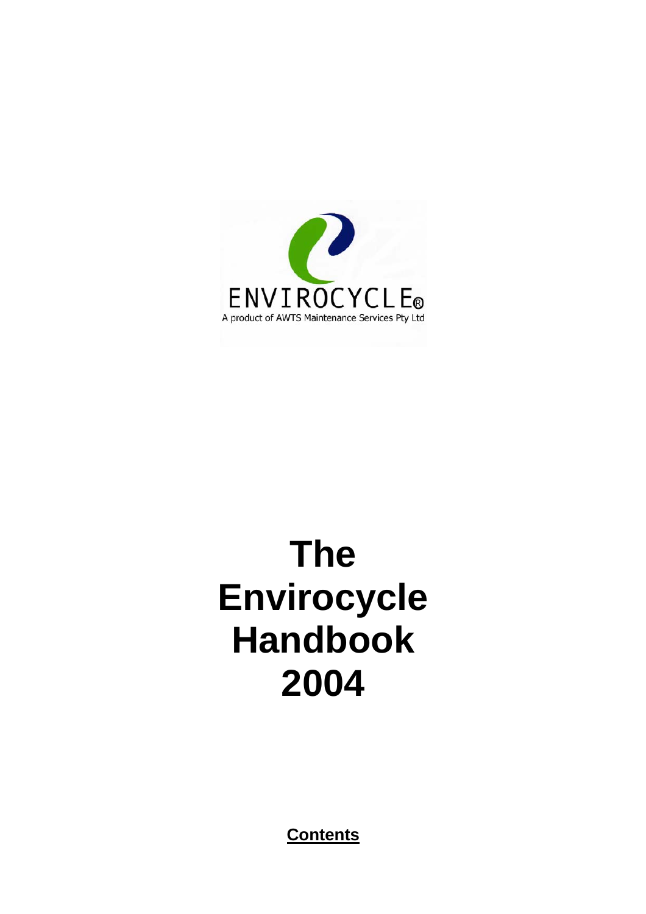ENVIROCYCLE®

A product of AWTS Maintenance Services Pty Ltd

# The Envirocycle Handbook 2004

**Contents**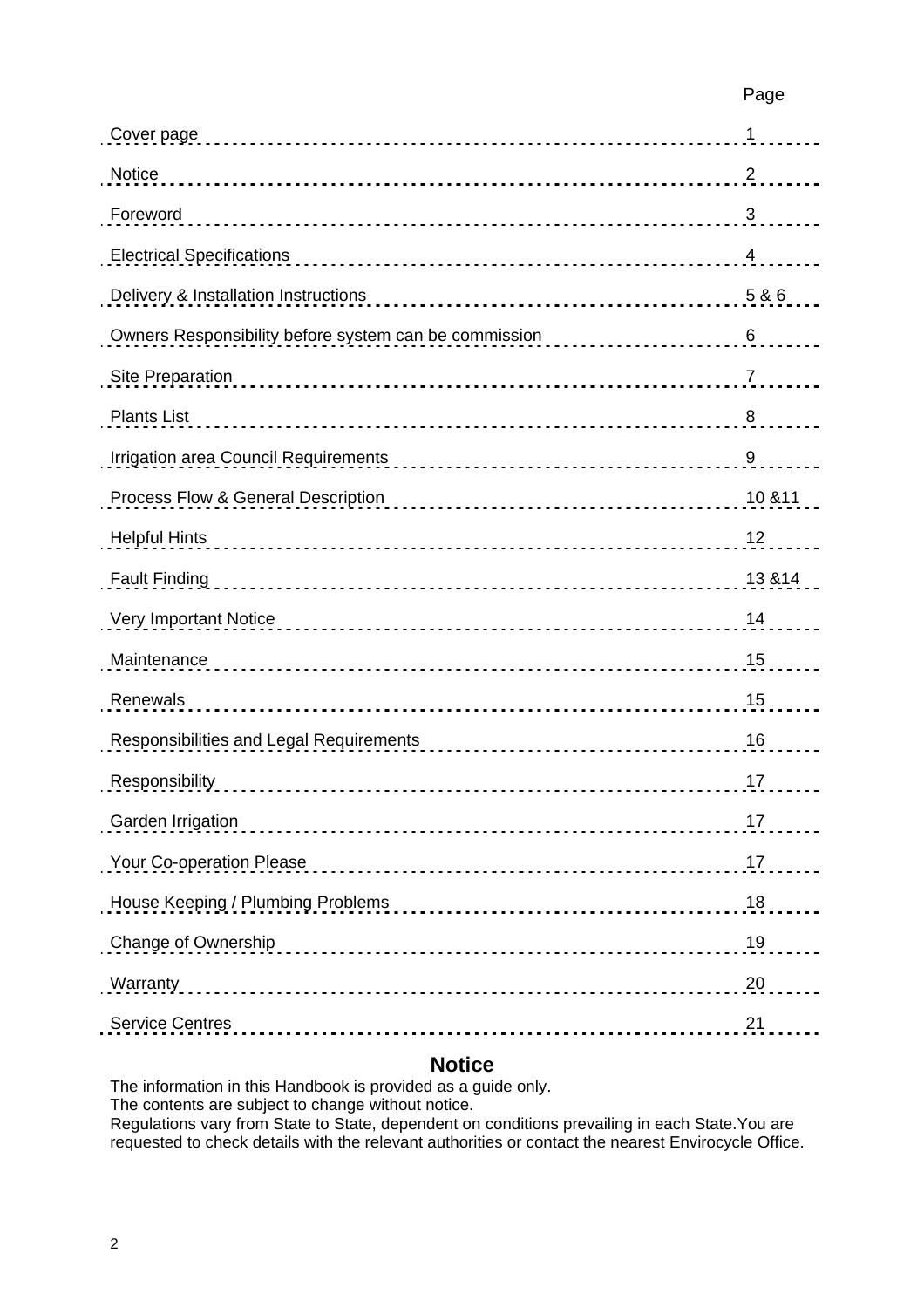| | Page |
|---|---|
| Cover page | 1 |
| Notice | 2 |
| Foreword | 3 |
| Electrical Specifications | 4 |
| Delivery & Installation Instructions | 5 & 6 |
| Owners Responsibility before system can be commission | 6 |
| Site Preparation | 7 |
| Plants List | 8 |
| Irrigation area Council Requirements | 9 |
| Process Flow & General Description | 10 &11 |
| Helpful Hints | 12 |
| Fault Finding | 13 &14 |
| Very Important Notice | 14 |
| Maintenance | 15 |
| Renewals | 15 |
| Responsibilities and Legal Requirements | 16 |
| Responsibility | 17 |
| Garden Irrigation | 17 |
| Your Co-operation Please | 17 |
| House Keeping / Plumbing Problems | 18 |
| Change of Ownership | 19 |
| Warranty | 20 |
| Service Centres | 21 |

## Notice

The information in this Handbook is provided as a guide only.
The contents are subject to change without notice.
Regulations vary from State to State, dependent on conditions prevailing in each State.You are requested to check details with the relevant authorities or contact the nearest Envirocycle Office.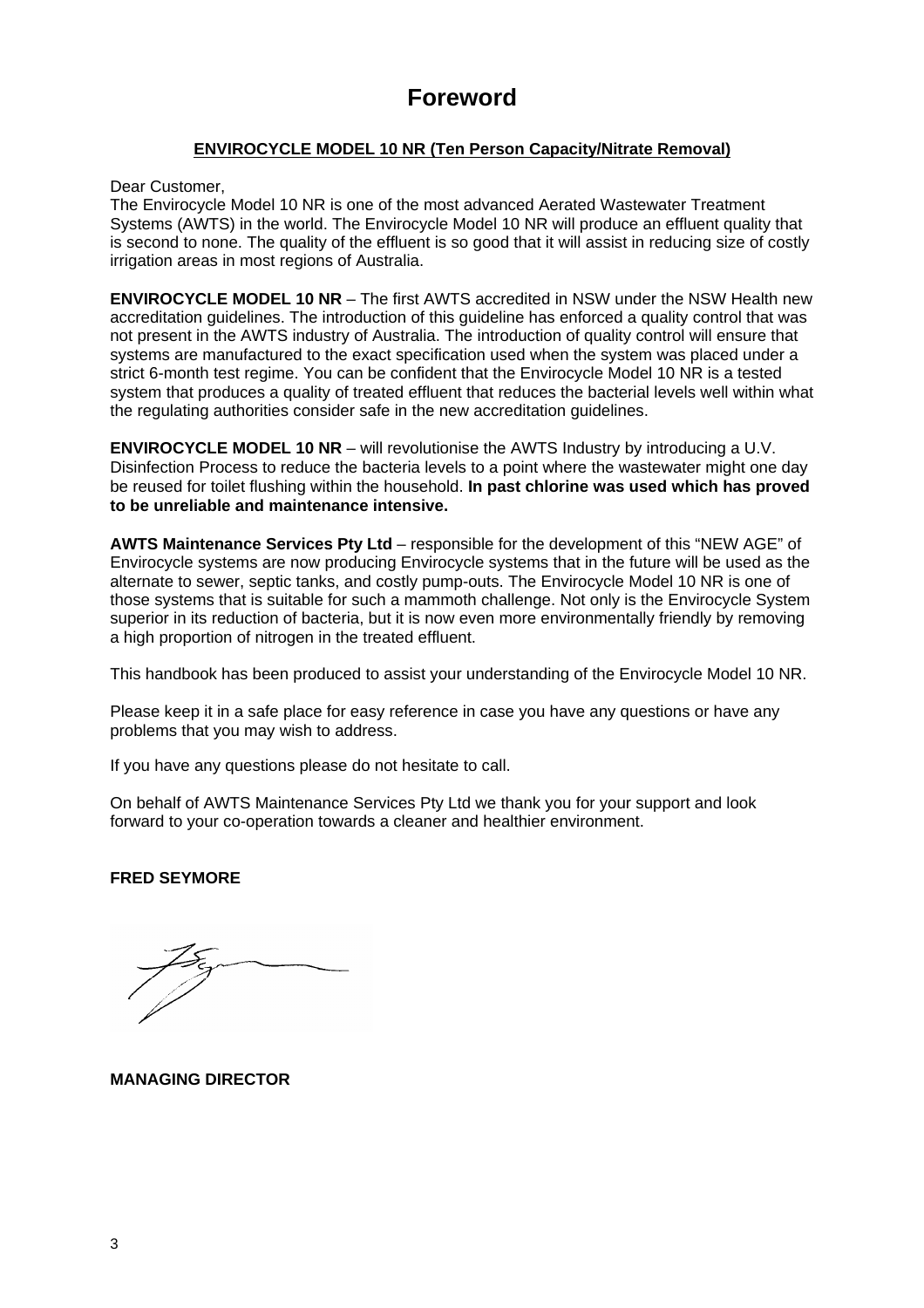# Foreword

**ENVIROCYCLE MODEL 10 NR (Ten Person Capacity/Nitrate Removal)**

Dear Customer,
The Envirocycle Model 10 NR is one of the most advanced Aerated Wastewater Treatment Systems (AWTS) in the world. The Envirocycle Model 10 NR will produce an effluent quality that is second to none. The quality of the effluent is so good that it will assist in reducing size of costly irrigation areas in most regions of Australia.

**ENVIROCYCLE MODEL 10 NR** – The first AWTS accredited in NSW under the NSW Health new accreditation guidelines. The introduction of this guideline has enforced a quality control that was not present in the AWTS industry of Australia. The introduction of quality control will ensure that systems are manufactured to the exact specification used when the system was placed under a strict 6-month test regime. You can be confident that the Envirocycle Model 10 NR is a tested system that produces a quality of treated effluent that reduces the bacterial levels well within what the regulating authorities consider safe in the new accreditation guidelines.

**ENVIROCYCLE MODEL 10 NR** – will revolutionise the AWTS Industry by introducing a U.V. Disinfection Process to reduce the bacteria levels to a point where the wastewater might one day be reused for toilet flushing within the household. **In past chlorine was used which has proved to be unreliable and maintenance intensive.**

**AWTS Maintenance Services Pty Ltd** – responsible for the development of this "NEW AGE" of Envirocycle systems are now producing Envirocycle systems that in the future will be used as the alternate to sewer, septic tanks, and costly pump-outs. The Envirocycle Model 10 NR is one of those systems that is suitable for such a mammoth challenge. Not only is the Envirocycle System superior in its reduction of bacteria, but it is now even more environmentally friendly by removing a high proportion of nitrogen in the treated effluent.

This handbook has been produced to assist your understanding of the Envirocycle Model 10 NR.

Please keep it in a safe place for easy reference in case you have any questions or have any problems that you may wish to address.

If you have any questions please do not hesitate to call.

On behalf of AWTS Maintenance Services Pty Ltd we thank you for your support and look forward to your co-operation towards a cleaner and healthier environment.

**FRED SEYMORE**

**MANAGING DIRECTOR**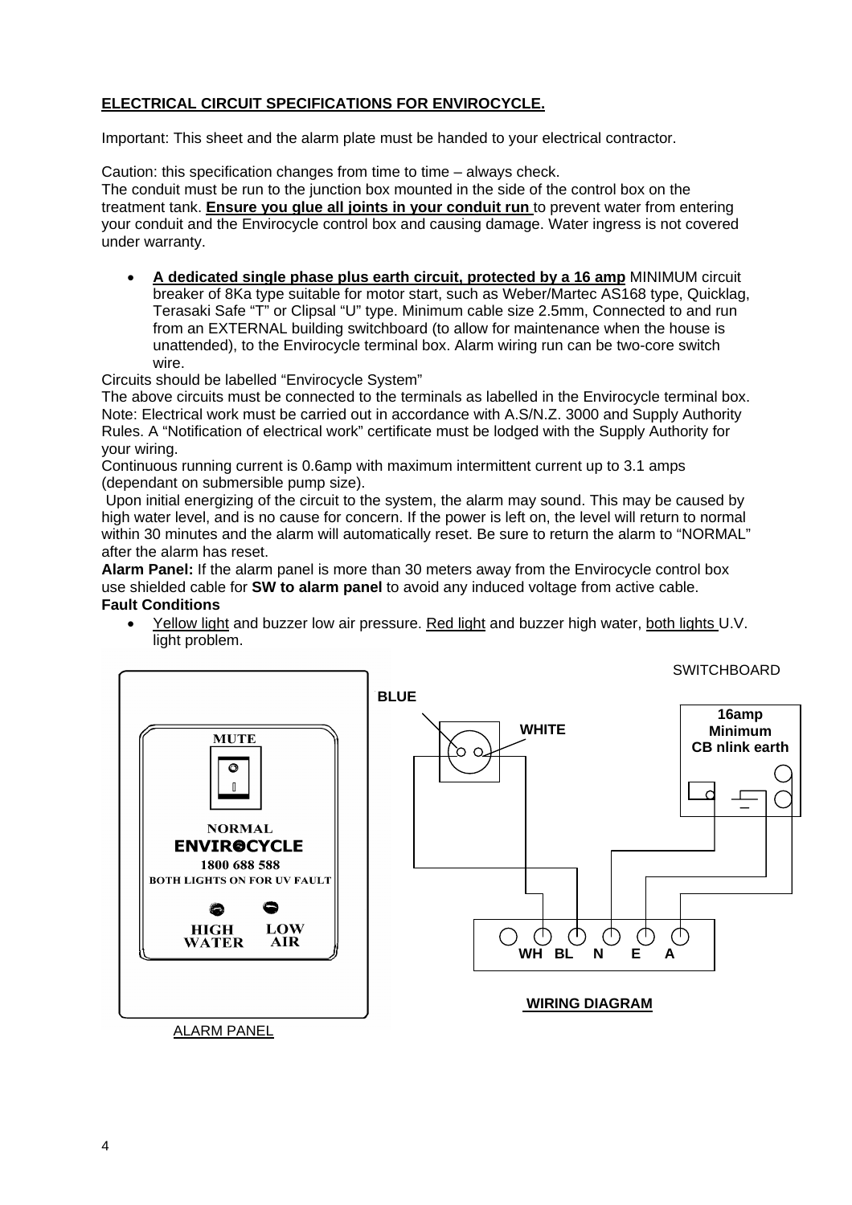## ELECTRICAL CIRCUIT SPECIFICATIONS FOR ENVIROCYCLE.

Important: This sheet and the alarm plate must be handed to your electrical contractor.

Caution: this specification changes from time to time – always check.
The conduit must be run to the junction box mounted in the side of the control box on the treatment tank. **Ensure you glue all joints in your conduit run** to prevent water from entering your conduit and the Envirocycle control box and causing damage. Water ingress is not covered under warranty.

- **A dedicated single phase plus earth circuit, protected by a 16 amp** MINIMUM circuit breaker of 8Ka type suitable for motor start, such as Weber/Martec AS168 type, Quicklag, Terasaki Safe "T" or Clipsal "U" type. Minimum cable size 2.5mm, Connected to and run from an EXTERNAL building switchboard (to allow for maintenance when the house is unattended), to the Envirocycle terminal box. Alarm wiring run can be two-core switch wire.

Circuits should be labelled "Envirocycle System"
The above circuits must be connected to the terminals as labelled in the Envirocycle terminal box.
Note: Electrical work must be carried out in accordance with A.S/N.Z. 3000 and Supply Authority Rules. A "Notification of electrical work" certificate must be lodged with the Supply Authority for your wiring.
Continuous running current is 0.6amp with maximum intermittent current up to 3.1 amps (dependant on submersible pump size).
Upon initial energizing of the circuit to the system, the alarm may sound. This may be caused by high water level, and is no cause for concern. If the power is left on, the level will return to normal within 30 minutes and the alarm will automatically reset. Be sure to return the alarm to "NORMAL" after the alarm has reset.
**Alarm Panel:** If the alarm panel is more than 30 meters away from the Envirocycle control box use shielded cable for **SW to alarm panel** to avoid any induced voltage from active cable.
**Fault Conditions**

- Yellow light and buzzer low air pressure. Red light and buzzer high water, both lights U.V. light problem.

MUTE
NORMAL
ENVIROCYCLE
1800 688 588
BOTH LIGHTS ON FOR UV FAULT
HIGH WATER LOW AIR

ALARM PANEL

SWITCHBOARD
BLUE
WHITE
16amp Minimum CB nlink earth
WH BL N E A

WIRING DIAGRAM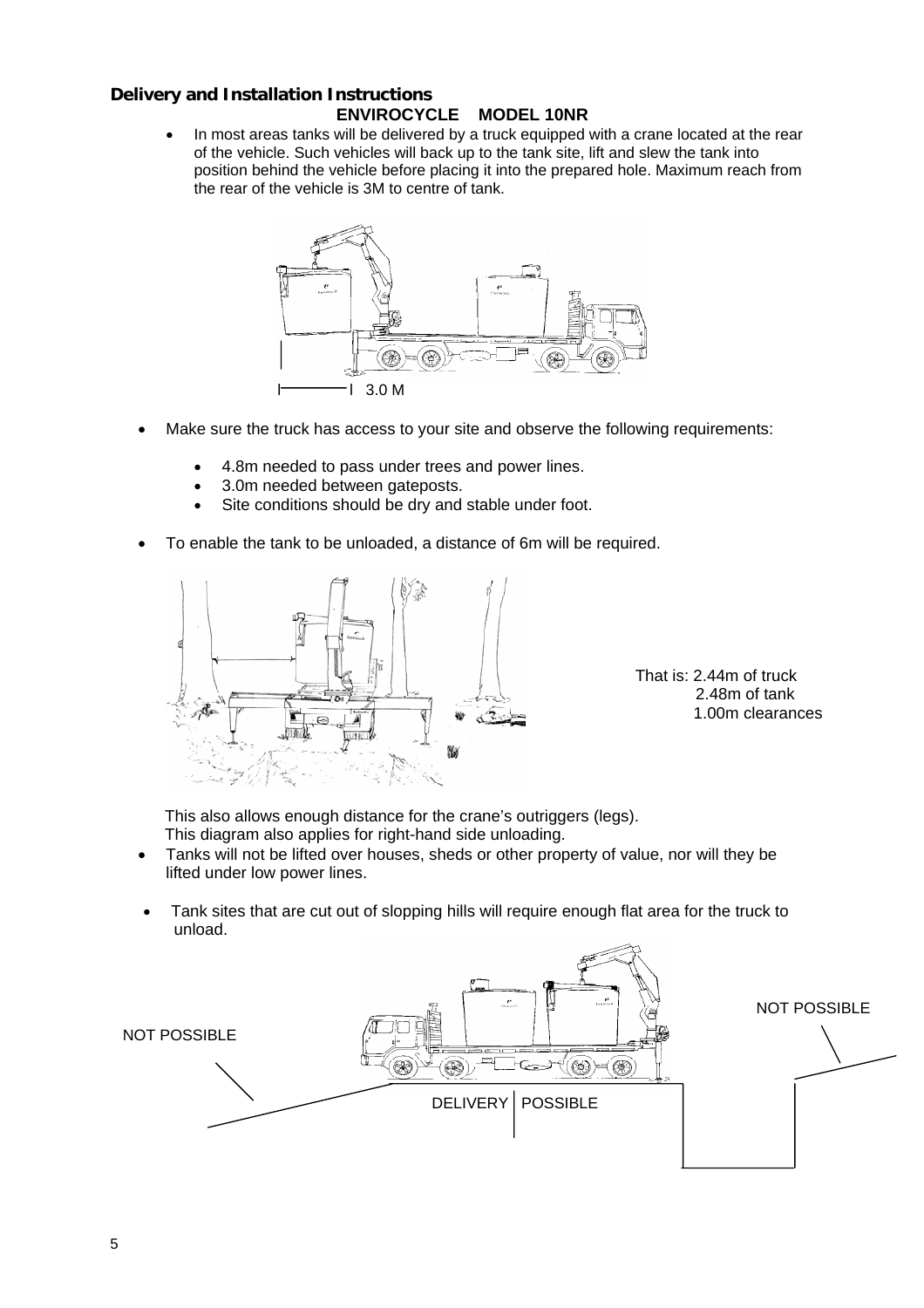**Delivery and Installation Instructions**

**ENVIROCYCLE MODEL 10NR**

- In most areas tanks will be delivered by a truck equipped with a crane located at the rear of the vehicle. Such vehicles will back up to the tank site, lift and slew the tank into position behind the vehicle before placing it into the prepared hole. Maximum reach from the rear of the vehicle is 3M to centre of tank.

3.0 M

- Make sure the truck has access to your site and observe the following requirements:
    - 4.8m needed to pass under trees and power lines.
    - 3.0m needed between gateposts.
    - Site conditions should be dry and stable under foot.
- To enable the tank to be unloaded, a distance of 6m will be required.

That is: 2.44m of truck
2.48m of tank
1.00m clearances

This also allows enough distance for the crane's outriggers (legs).
This diagram also applies for right-hand side unloading.

- Tanks will not be lifted over houses, sheds or other property of value, nor will they be lifted under low power lines.
- Tank sites that are cut out of slopping hills will require enough flat area for the truck to unload.

NOT POSSIBLE

DELIVERY | POSSIBLE

NOT POSSIBLE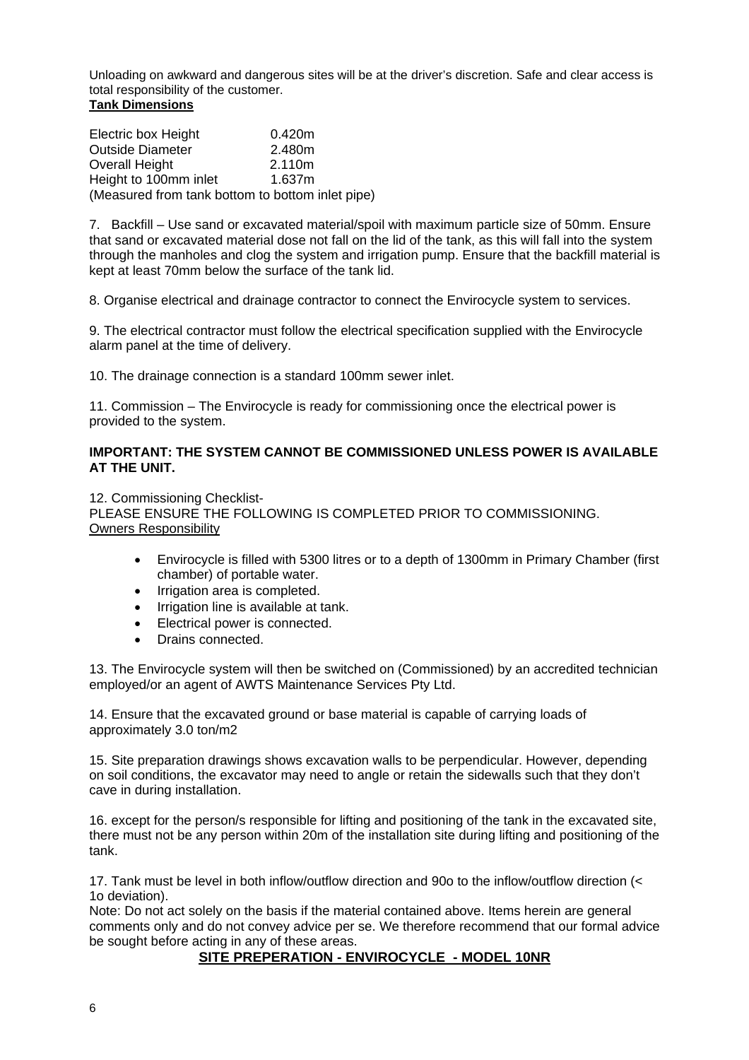Unloading on awkward and dangerous sites will be at the driver's discretion. Safe and clear access is total responsibility of the customer.

**Tank Dimensions**

| | |
|---|---|
| Electric box Height | 0.420m |
| Outside Diameter | 2.480m |
| Overall Height | 2.110m |
| Height to 100mm inlet | 1.637m |

(Measured from tank bottom to bottom inlet pipe)

7. Backfill – Use sand or excavated material/spoil with maximum particle size of 50mm. Ensure that sand or excavated material dose not fall on the lid of the tank, as this will fall into the system through the manholes and clog the system and irrigation pump. Ensure that the backfill material is kept at least 70mm below the surface of the tank lid.

8. Organise electrical and drainage contractor to connect the Envirocycle system to services.

9. The electrical contractor must follow the electrical specification supplied with the Envirocycle alarm panel at the time of delivery.

10. The drainage connection is a standard 100mm sewer inlet.

11. Commission – The Envirocycle is ready for commissioning once the electrical power is provided to the system.

**IMPORTANT: THE SYSTEM CANNOT BE COMMISSIONED UNLESS POWER IS AVAILABLE AT THE UNIT.**

12. Commissioning Checklist-
PLEASE ENSURE THE FOLLOWING IS COMPLETED PRIOR TO COMMISSIONING.
Owners Responsibility

- Envirocycle is filled with 5300 litres or to a depth of 1300mm in Primary Chamber (first chamber) of portable water.
- Irrigation area is completed.
- Irrigation line is available at tank.
- Electrical power is connected.
- Drains connected.

13. The Envirocycle system will then be switched on (Commissioned) by an accredited technician employed/or an agent of AWTS Maintenance Services Pty Ltd.

14. Ensure that the excavated ground or base material is capable of carrying loads of approximately 3.0 ton/m2

15. Site preparation drawings shows excavation walls to be perpendicular. However, depending on soil conditions, the excavator may need to angle or retain the sidewalls such that they don't cave in during installation.

16. except for the person/s responsible for lifting and positioning of the tank in the excavated site, there must not be any person within 20m of the installation site during lifting and positioning of the tank.

17. Tank must be level in both inflow/outflow direction and 90o to the inflow/outflow direction (< 1o deviation).

Note: Do not act solely on the basis if the material contained above. Items herein are general comments only and do not convey advice per se. We therefore recommend that our formal advice be sought before acting in any of these areas.

## SITE PREPERATION - ENVIROCYCLE - MODEL 10NR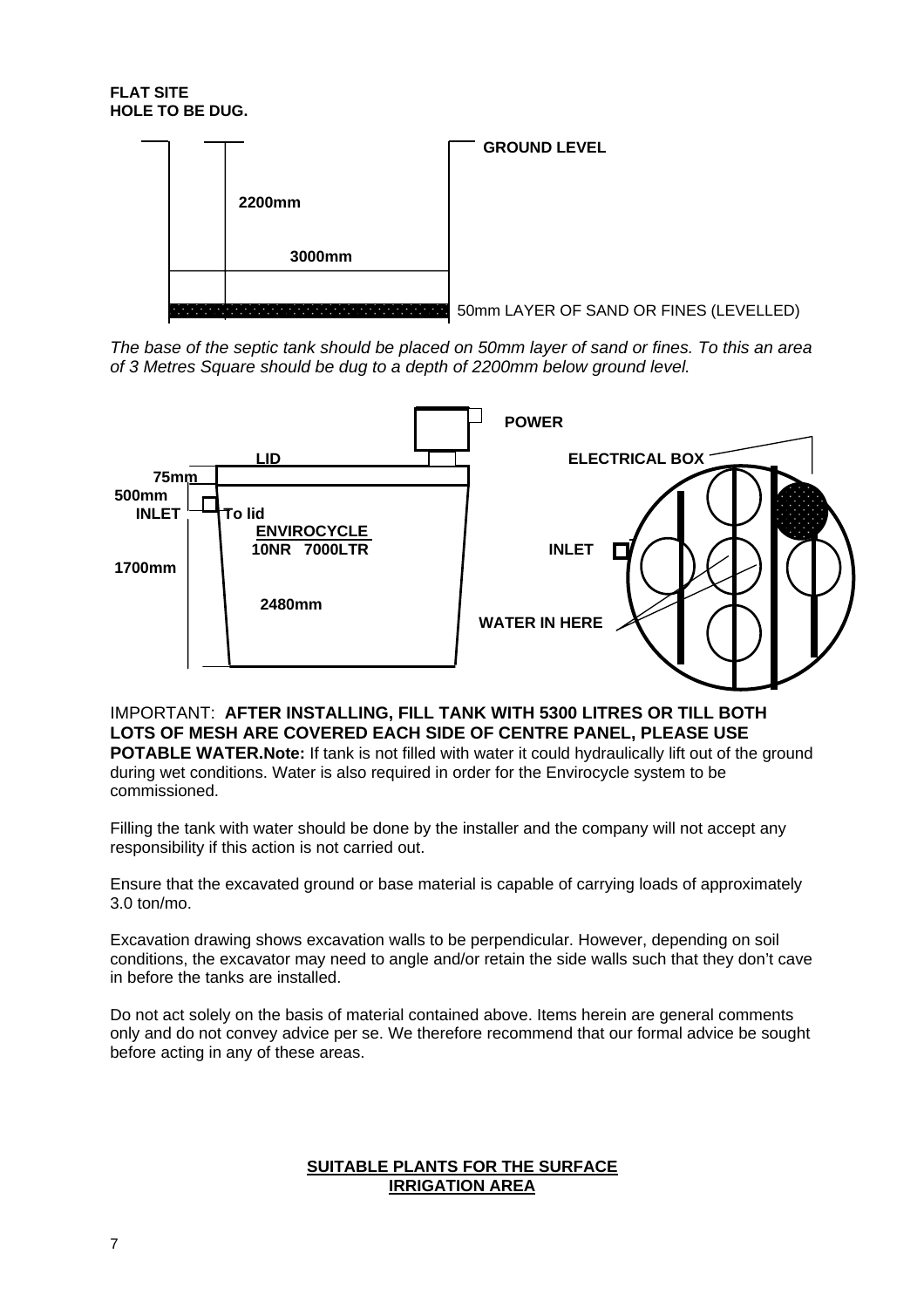**FLAT SITE**
**HOLE TO BE DUG.**

GROUND LEVEL

2200mm

3000mm

50mm LAYER OF SAND OR FINES (LEVELLED)

*The base of the septic tank should be placed on 50mm layer of sand or fines. To this an area of 3 Metres Square should be dug to a depth of 2200mm below ground level.*

POWER

LID

ELECTRICAL BOX

75mm

500mm

INLET

To lid

ENVIROCYCLE

10NR 7000LTR

INLET

1700mm

2480mm

WATER IN HERE

IMPORTANT: **AFTER INSTALLING, FILL TANK WITH 5300 LITRES OR TILL BOTH LOTS OF MESH ARE COVERED EACH SIDE OF CENTRE PANEL, PLEASE USE POTABLE WATER.Note:** If tank is not filled with water it could hydraulically lift out of the ground during wet conditions. Water is also required in order for the Envirocycle system to be commissioned.

Filling the tank with water should be done by the installer and the company will not accept any responsibility if this action is not carried out.

Ensure that the excavated ground or base material is capable of carrying loads of approximately 3.0 ton/mo.

Excavation drawing shows excavation walls to be perpendicular. However, depending on soil conditions, the excavator may need to angle and/or retain the side walls such that they don't cave in before the tanks are installed.

Do not act solely on the basis of material contained above. Items herein are general comments only and do not convey advice per se. We therefore recommend that our formal advice be sought before acting in any of these areas.

**SUITABLE PLANTS FOR THE SURFACE IRRIGATION AREA**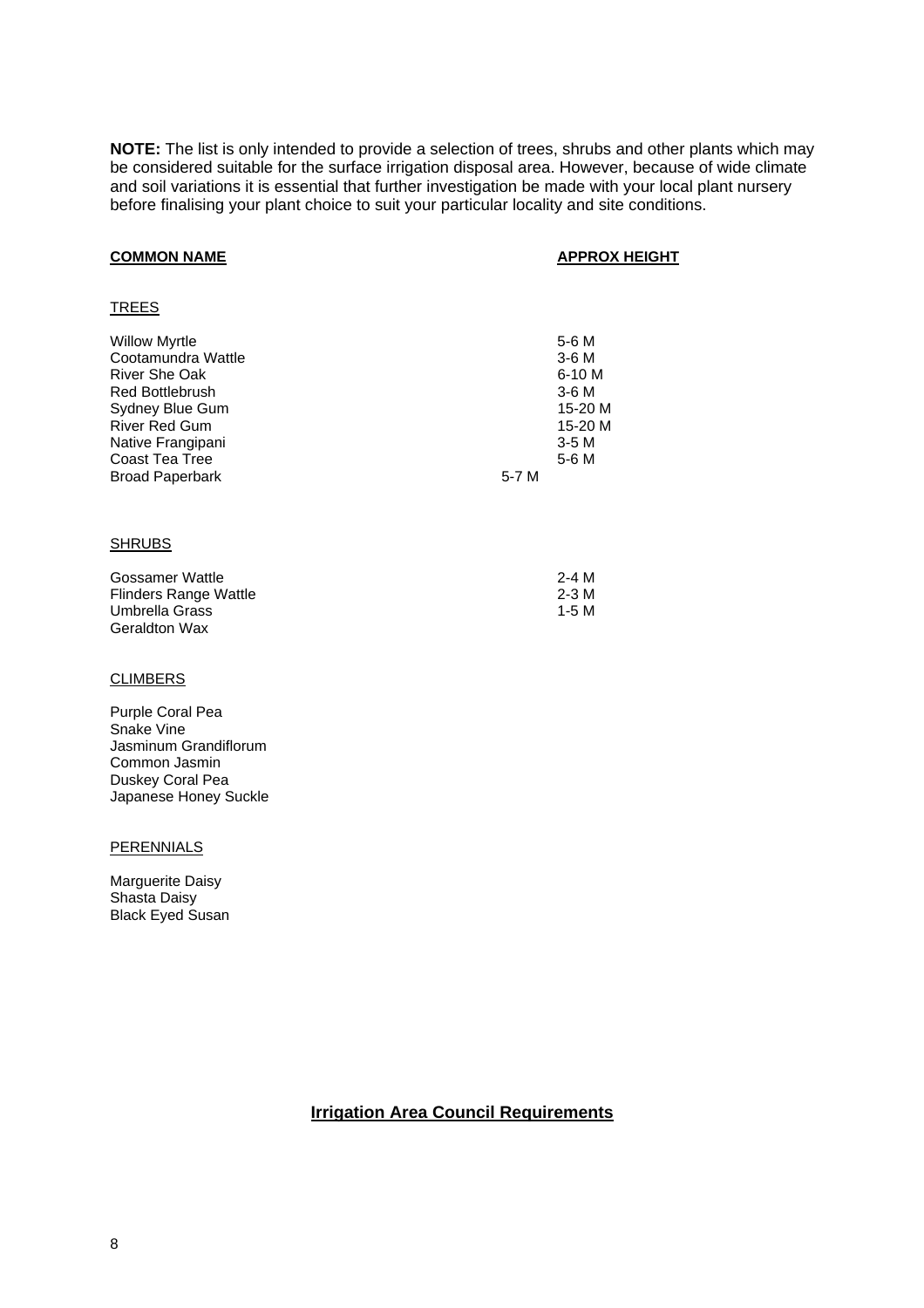**NOTE:** The list is only intended to provide a selection of trees, shrubs and other plants which may be considered suitable for the surface irrigation disposal area. However, because of wide climate and soil variations it is essential that further investigation be made with your local plant nursery before finalising your plant choice to suit your particular locality and site conditions.

| **COMMON NAME** | **APPROX HEIGHT** |
|---|---|
| TREES | |
| Willow Myrtle | 5-6 M |
| Cootamundra Wattle | 3-6 M |
| River She Oak | 6-10 M |
| Red Bottlebrush | 3-6 M |
| Sydney Blue Gum | 15-20 M |
| River Red Gum | 15-20 M |
| Native Frangipani | 3-5 M |
| Coast Tea Tree | 5-6 M |
| Broad Paperbark | 5-7 M |
| SHRUBS | |
| Gossamer Wattle | 2-4 M |
| Flinders Range Wattle | 2-3 M |
| Umbrella Grass | 1-5 M |
| Geraldton Wax | |

CLIMBERS

Purple Coral Pea
Snake Vine
Jasminum Grandiflorum
Common Jasmin
Duskey Coral Pea
Japanese Honey Suckle

PERENNIALS

Marguerite Daisy
Shasta Daisy
Black Eyed Susan

## Irrigation Area Council Requirements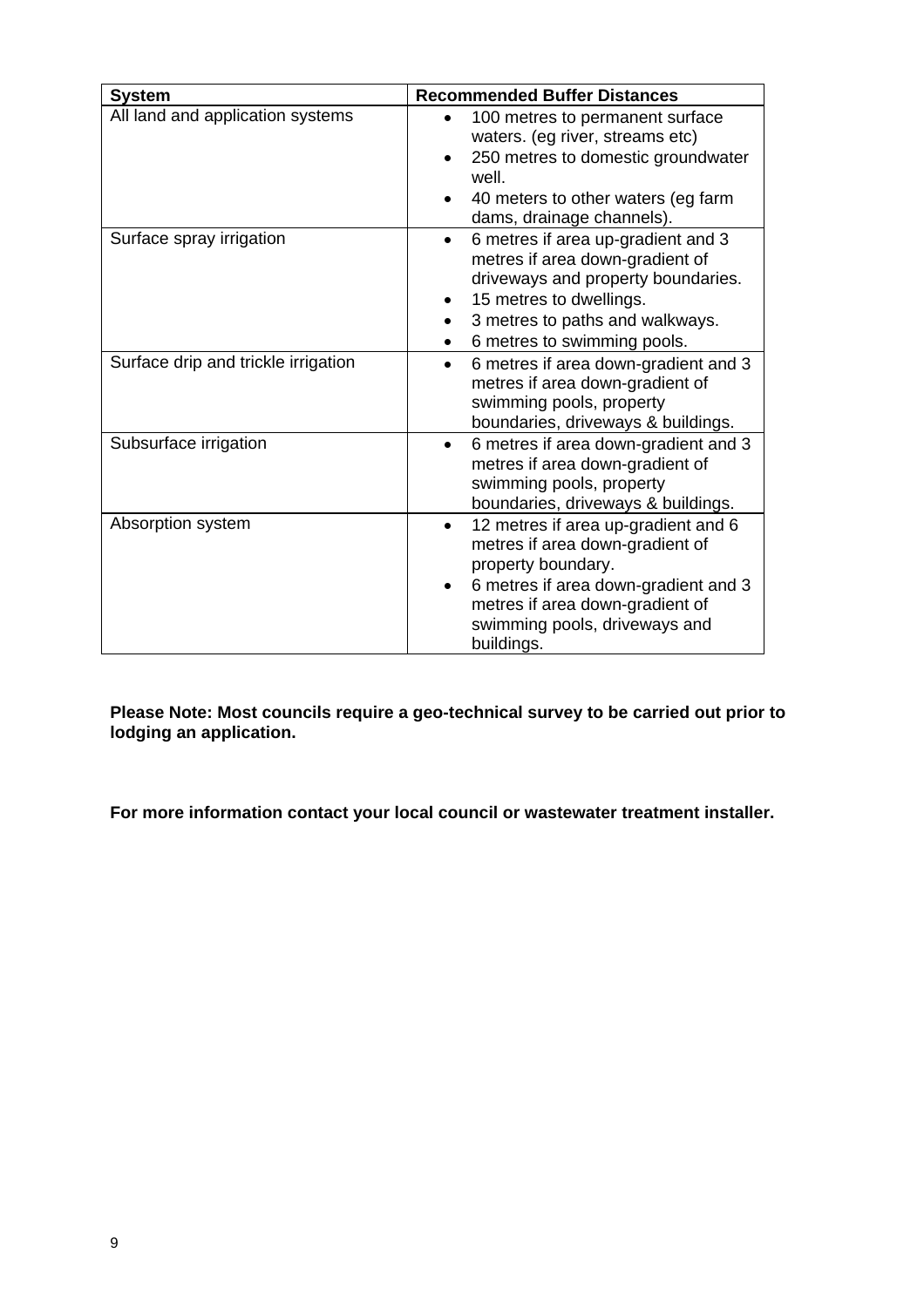| System | Recommended Buffer Distances |
|---|---|
| All land and application systems | • 100 metres to permanent surface waters. (eg river, streams etc)<br>• 250 metres to domestic groundwater well.<br>• 40 meters to other waters (eg farm dams, drainage channels). |
| Surface spray irrigation | • 6 metres if area up-gradient and 3 metres if area down-gradient of driveways and property boundaries.<br>• 15 metres to dwellings.<br>• 3 metres to paths and walkways.<br>• 6 metres to swimming pools. |
| Surface drip and trickle irrigation | • 6 metres if area down-gradient and 3 metres if area down-gradient of swimming pools, property boundaries, driveways & buildings. |
| Subsurface irrigation | • 6 metres if area down-gradient and 3 metres if area down-gradient of swimming pools, property boundaries, driveways & buildings. |
| Absorption system | • 12 metres if area up-gradient and 6 metres if area down-gradient of property boundary.<br>• 6 metres if area down-gradient and 3 metres if area down-gradient of swimming pools, driveways and buildings. |

**Please Note: Most councils require a geo-technical survey to be carried out prior to lodging an application.**

**For more information contact your local council or wastewater treatment installer.**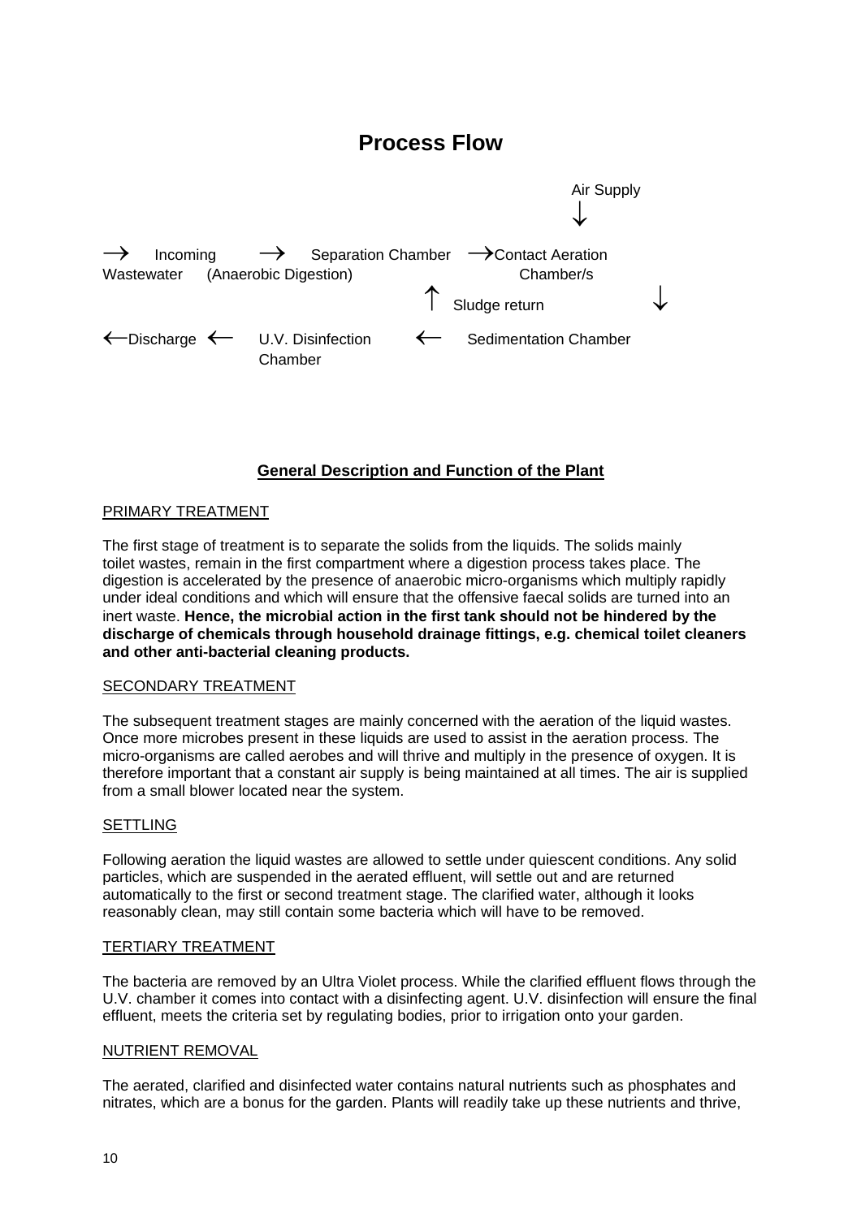# Process Flow

Air Supply
↓

→ Incoming Wastewater → Separation Chamber (Anaerobic Digestion) → Contact Aeration Chamber/s

↑ Sludge return ↓

←Discharge ← U.V. Disinfection Chamber ← Sedimentation Chamber

**General Description and Function of the Plant**

PRIMARY TREATMENT

The first stage of treatment is to separate the solids from the liquids. The solids mainly toilet wastes, remain in the first compartment where a digestion process takes place. The digestion is accelerated by the presence of anaerobic micro-organisms which multiply rapidly under ideal conditions and which will ensure that the offensive faecal solids are turned into an inert waste. **Hence, the microbial action in the first tank should not be hindered by the discharge of chemicals through household drainage fittings, e.g. chemical toilet cleaners and other anti-bacterial cleaning products.**

SECONDARY TREATMENT

The subsequent treatment stages are mainly concerned with the aeration of the liquid wastes. Once more microbes present in these liquids are used to assist in the aeration process. The micro-organisms are called aerobes and will thrive and multiply in the presence of oxygen. It is therefore important that a constant air supply is being maintained at all times. The air is supplied from a small blower located near the system.

SETTLING

Following aeration the liquid wastes are allowed to settle under quiescent conditions. Any solid particles, which are suspended in the aerated effluent, will settle out and are returned automatically to the first or second treatment stage. The clarified water, although it looks reasonably clean, may still contain some bacteria which will have to be removed.

TERTIARY TREATMENT

The bacteria are removed by an Ultra Violet process. While the clarified effluent flows through the U.V. chamber it comes into contact with a disinfecting agent. U.V. disinfection will ensure the final effluent, meets the criteria set by regulating bodies, prior to irrigation onto your garden.

NUTRIENT REMOVAL

The aerated, clarified and disinfected water contains natural nutrients such as phosphates and nitrates, which are a bonus for the garden. Plants will readily take up these nutrients and thrive,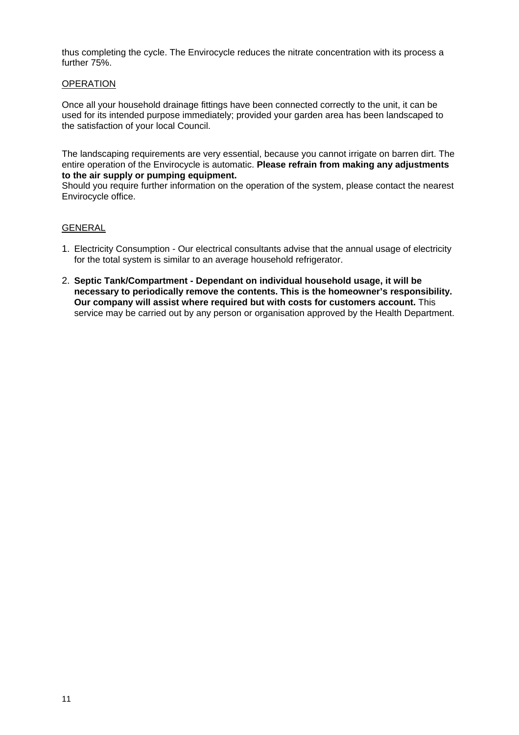thus completing the cycle. The Envirocycle reduces the nitrate concentration with its process a further 75%.

## OPERATION

Once all your household drainage fittings have been connected correctly to the unit, it can be used for its intended purpose immediately; provided your garden area has been landscaped to the satisfaction of your local Council.

The landscaping requirements are very essential, because you cannot irrigate on barren dirt. The entire operation of the Envirocycle is automatic. **Please refrain from making any adjustments to the air supply or pumping equipment.**
Should you require further information on the operation of the system, please contact the nearest Envirocycle office.

## GENERAL

1. Electricity Consumption - Our electrical consultants advise that the annual usage of electricity for the total system is similar to an average household refrigerator.
2. **Septic Tank/Compartment - Dependant on individual household usage, it will be necessary to periodically remove the contents. This is the homeowner's responsibility. Our company will assist where required but with costs for customers account.** This service may be carried out by any person or organisation approved by the Health Department.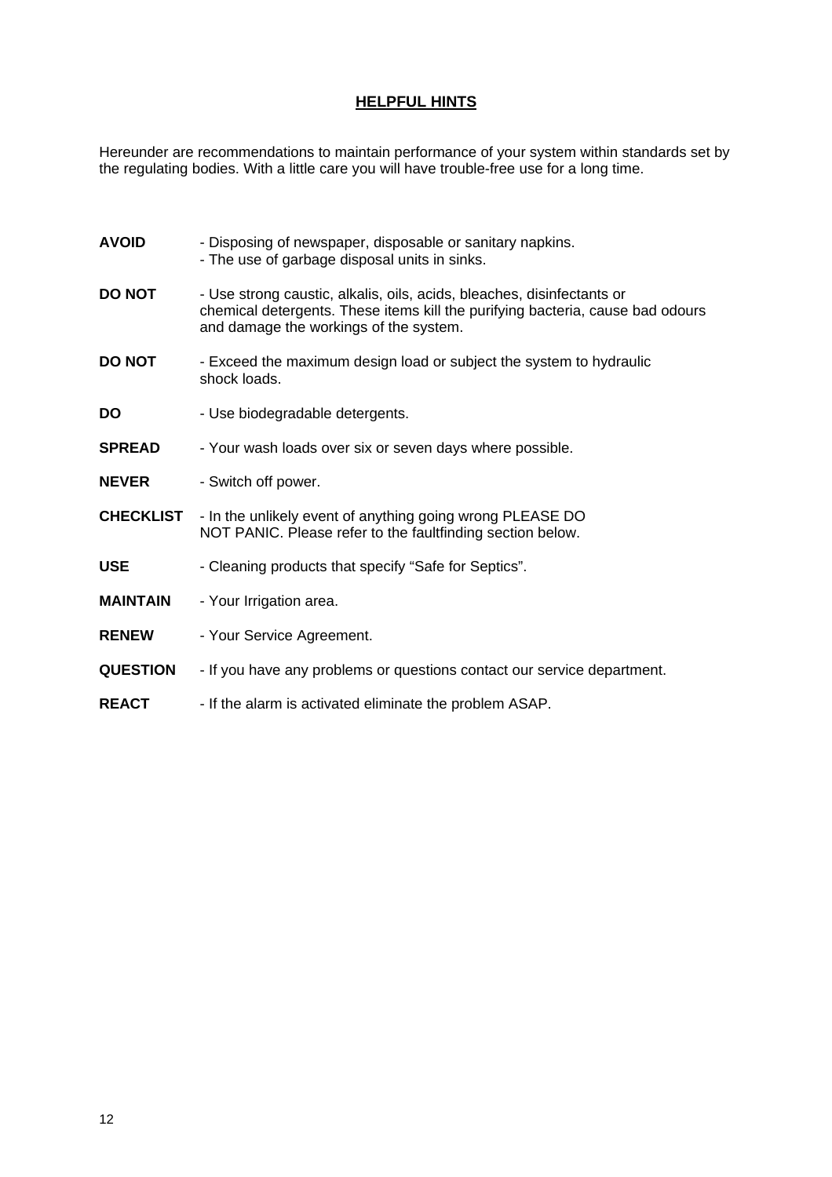## HELPFUL HINTS

Hereunder are recommendations to maintain performance of your system within standards set by the regulating bodies. With a little care you will have trouble-free use for a long time.

**AVOID** - Disposing of newspaper, disposable or sanitary napkins.
- The use of garbage disposal units in sinks.

**DO NOT** - Use strong caustic, alkalis, oils, acids, bleaches, disinfectants or chemical detergents. These items kill the purifying bacteria, cause bad odours and damage the workings of the system.

**DO NOT** - Exceed the maximum design load or subject the system to hydraulic shock loads.

**DO** - Use biodegradable detergents.

**SPREAD** - Your wash loads over six or seven days where possible.

**NEVER** - Switch off power.

**CHECKLIST** - In the unlikely event of anything going wrong PLEASE DO NOT PANIC. Please refer to the faultfinding section below.

**USE** - Cleaning products that specify “Safe for Septics”.

**MAINTAIN** - Your Irrigation area.

**RENEW** - Your Service Agreement.

**QUESTION** - If you have any problems or questions contact our service department.

**REACT** - If the alarm is activated eliminate the problem ASAP.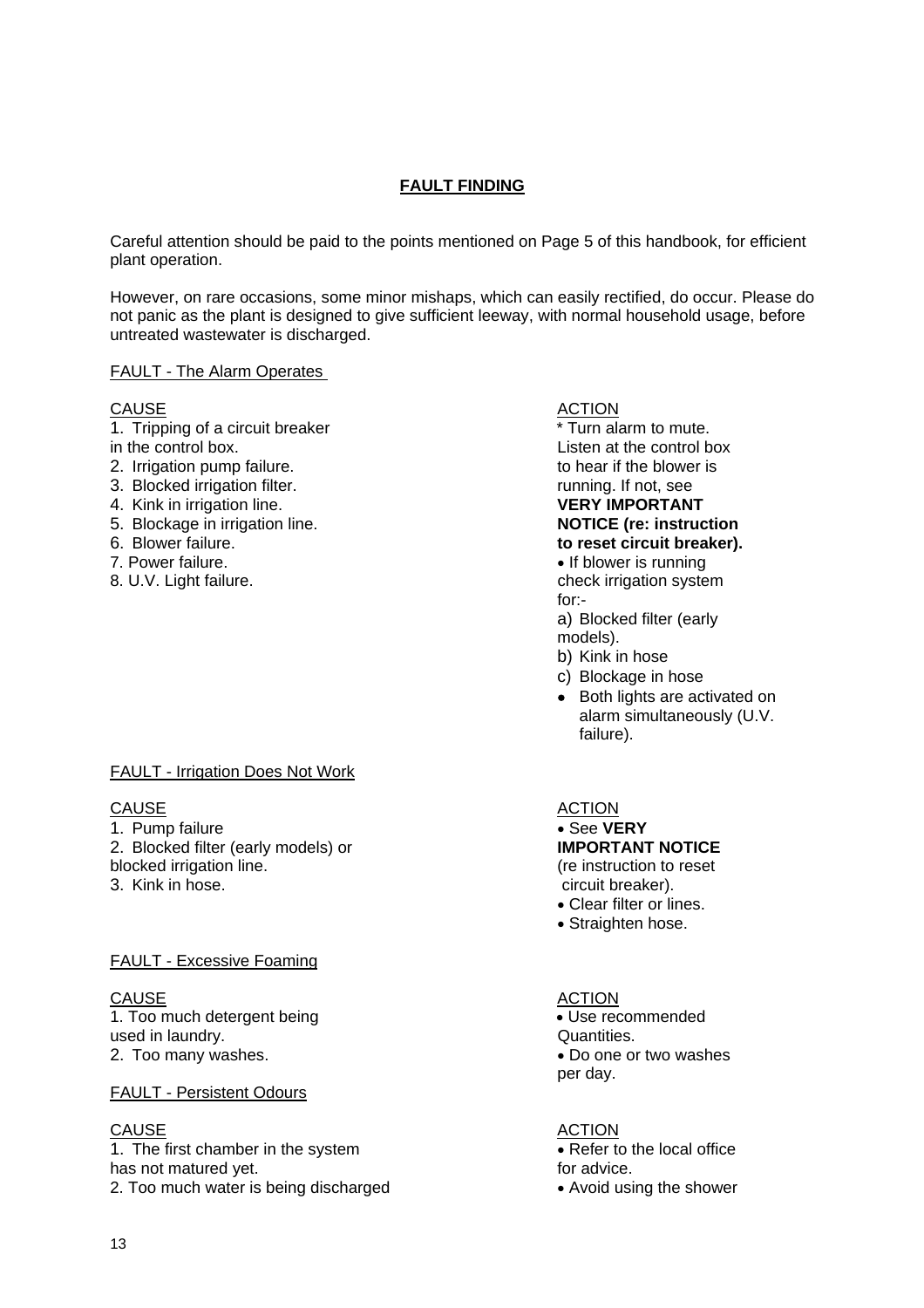## FAULT FINDING

Careful attention should be paid to the points mentioned on Page 5 of this handbook, for efficient plant operation.

However, on rare occasions, some minor mishaps, which can easily rectified, do occur. Please do not panic as the plant is designed to give sufficient leeway, with normal household usage, before untreated wastewater is discharged.

### FAULT - The Alarm Operates

| CAUSE | ACTION |
| --- | --- |
| 1. Tripping of a circuit breaker in the control box.<br>2. Irrigation pump failure.<br>3. Blocked irrigation filter.<br>4. Kink in irrigation line.<br>5. Blockage in irrigation line.<br>6. Blower failure.<br>7. Power failure.<br>8. U.V. Light failure. | * Turn alarm to mute. Listen at the control box to hear if the blower is running. If not, see **VERY IMPORTANT NOTICE (re: instruction to reset circuit breaker).**<br>• If blower is running check irrigation system for:-<br>a) Blocked filter (early models).<br>b) Kink in hose<br>c) Blockage in hose<br>• Both lights are activated on alarm simultaneously (U.V. failure). |

### FAULT - Irrigation Does Not Work

| CAUSE | ACTION |
| --- | --- |
| 1. Pump failure<br>2. Blocked filter (early models) or blocked irrigation line.<br>3. Kink in hose. | • See **VERY IMPORTANT NOTICE** (re instruction to reset circuit breaker).<br>• Clear filter or lines.<br>• Straighten hose. |

### FAULT - Excessive Foaming

| CAUSE | ACTION |
| --- | --- |
| 1. Too much detergent being used in laundry.<br>2. Too many washes. | • Use recommended Quantities.<br>• Do one or two washes per day. |

### FAULT - Persistent Odours

| CAUSE | ACTION |
| --- | --- |
| 1. The first chamber in the system has not matured yet.<br>2. Too much water is being discharged | • Refer to the local office for advice.<br>• Avoid using the shower |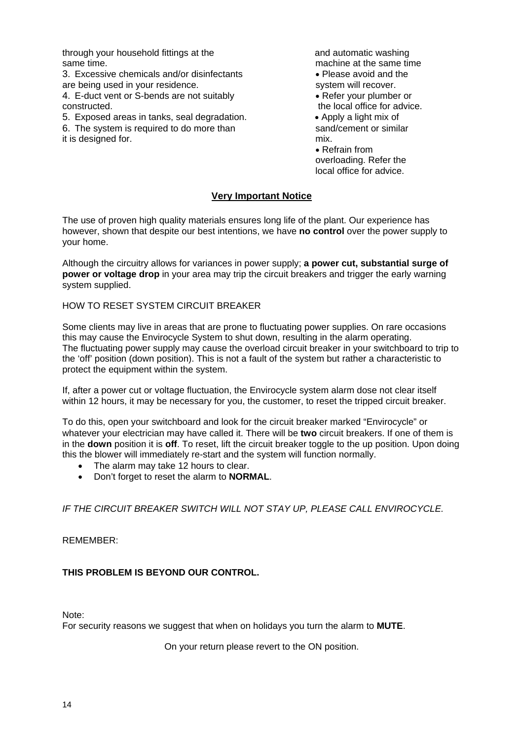| | |
|---|---|
| through your household fittings at the same time. | and automatic washing machine at the same time • Please avoid and the system will recover. |
| 3. Excessive chemicals and/or disinfectants are being used in your residence. | |
| 4. E-duct vent or S-bends are not suitably constructed. | • Refer your plumber or the local office for advice. |
| 5. Exposed areas in tanks, seal degradation. | • Apply a light mix of sand/cement or similar mix. |
| 6. The system is required to do more than it is designed for. | • Refrain from overloading. Refer the local office for advice. |

## Very Important Notice

The use of proven high quality materials ensures long life of the plant. Our experience has however, shown that despite our best intentions, we have **no control** over the power supply to your home.

Although the circuitry allows for variances in power supply; **a power cut, substantial surge of power or voltage drop** in your area may trip the circuit breakers and trigger the early warning system supplied.

HOW TO RESET SYSTEM CIRCUIT BREAKER

Some clients may live in areas that are prone to fluctuating power supplies. On rare occasions this may cause the Envirocycle System to shut down, resulting in the alarm operating.
The fluctuating power supply may cause the overload circuit breaker in your switchboard to trip to the 'off' position (down position). This is not a fault of the system but rather a characteristic to protect the equipment within the system.

If, after a power cut or voltage fluctuation, the Envirocycle system alarm dose not clear itself within 12 hours, it may be necessary for you, the customer, to reset the tripped circuit breaker.

To do this, open your switchboard and look for the circuit breaker marked "Envirocycle" or whatever your electrician may have called it. There will be **two** circuit breakers. If one of them is in the **down** position it is **off**. To reset, lift the circuit breaker toggle to the up position. Upon doing this the blower will immediately re-start and the system will function normally.

- The alarm may take 12 hours to clear.
- Don't forget to reset the alarm to **NORMAL**.

*IF THE CIRCUIT BREAKER SWITCH WILL NOT STAY UP, PLEASE CALL ENVIROCYCLE.*

REMEMBER:

**THIS PROBLEM IS BEYOND OUR CONTROL.**

Note:
For security reasons we suggest that when on holidays you turn the alarm to **MUTE**.

On your return please revert to the ON position.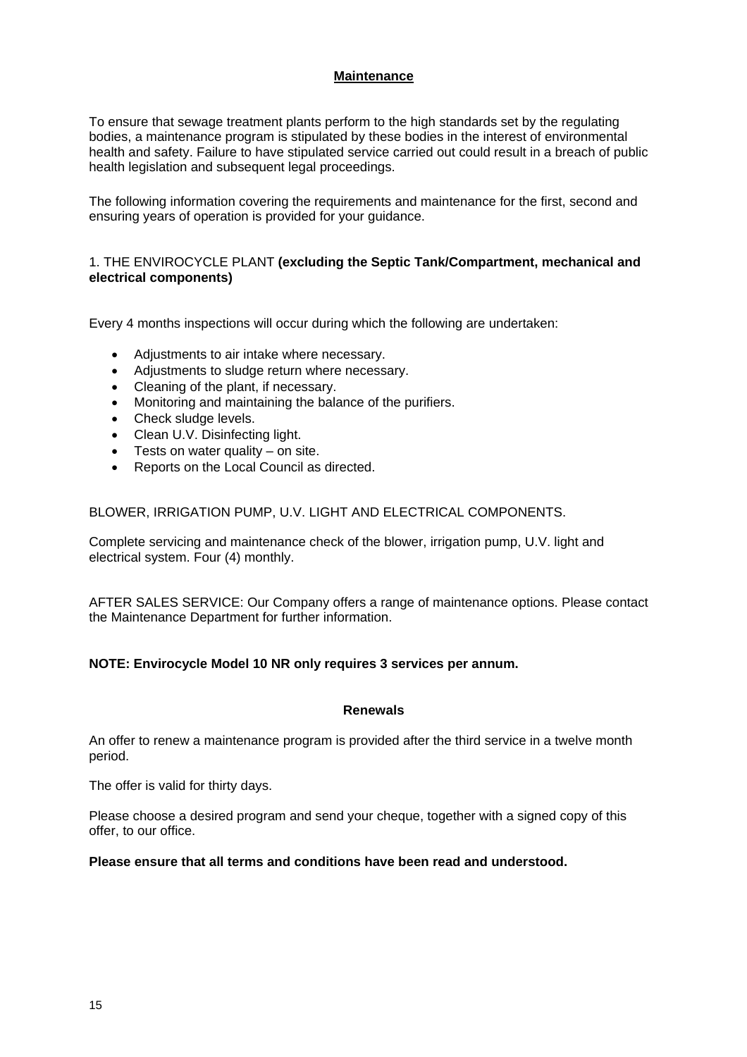## **Maintenance**

To ensure that sewage treatment plants perform to the high standards set by the regulating bodies, a maintenance program is stipulated by these bodies in the interest of environmental health and safety. Failure to have stipulated service carried out could result in a breach of public health legislation and subsequent legal proceedings.

The following information covering the requirements and maintenance for the first, second and ensuring years of operation is provided for your guidance.

1. THE ENVIROCYCLE PLANT **(excluding the Septic Tank/Compartment, mechanical and electrical components)**

Every 4 months inspections will occur during which the following are undertaken:

- Adjustments to air intake where necessary.
- Adjustments to sludge return where necessary.
- Cleaning of the plant, if necessary.
- Monitoring and maintaining the balance of the purifiers.
- Check sludge levels.
- Clean U.V. Disinfecting light.
- Tests on water quality – on site.
- Reports on the Local Council as directed.

BLOWER, IRRIGATION PUMP, U.V. LIGHT AND ELECTRICAL COMPONENTS.

Complete servicing and maintenance check of the blower, irrigation pump, U.V. light and electrical system. Four (4) monthly.

AFTER SALES SERVICE: Our Company offers a range of maintenance options. Please contact the Maintenance Department for further information.

**NOTE: Envirocycle Model 10 NR only requires 3 services per annum.**

### **Renewals**

An offer to renew a maintenance program is provided after the third service in a twelve month period.

The offer is valid for thirty days.

Please choose a desired program and send your cheque, together with a signed copy of this offer, to our office.

**Please ensure that all terms and conditions have been read and understood.**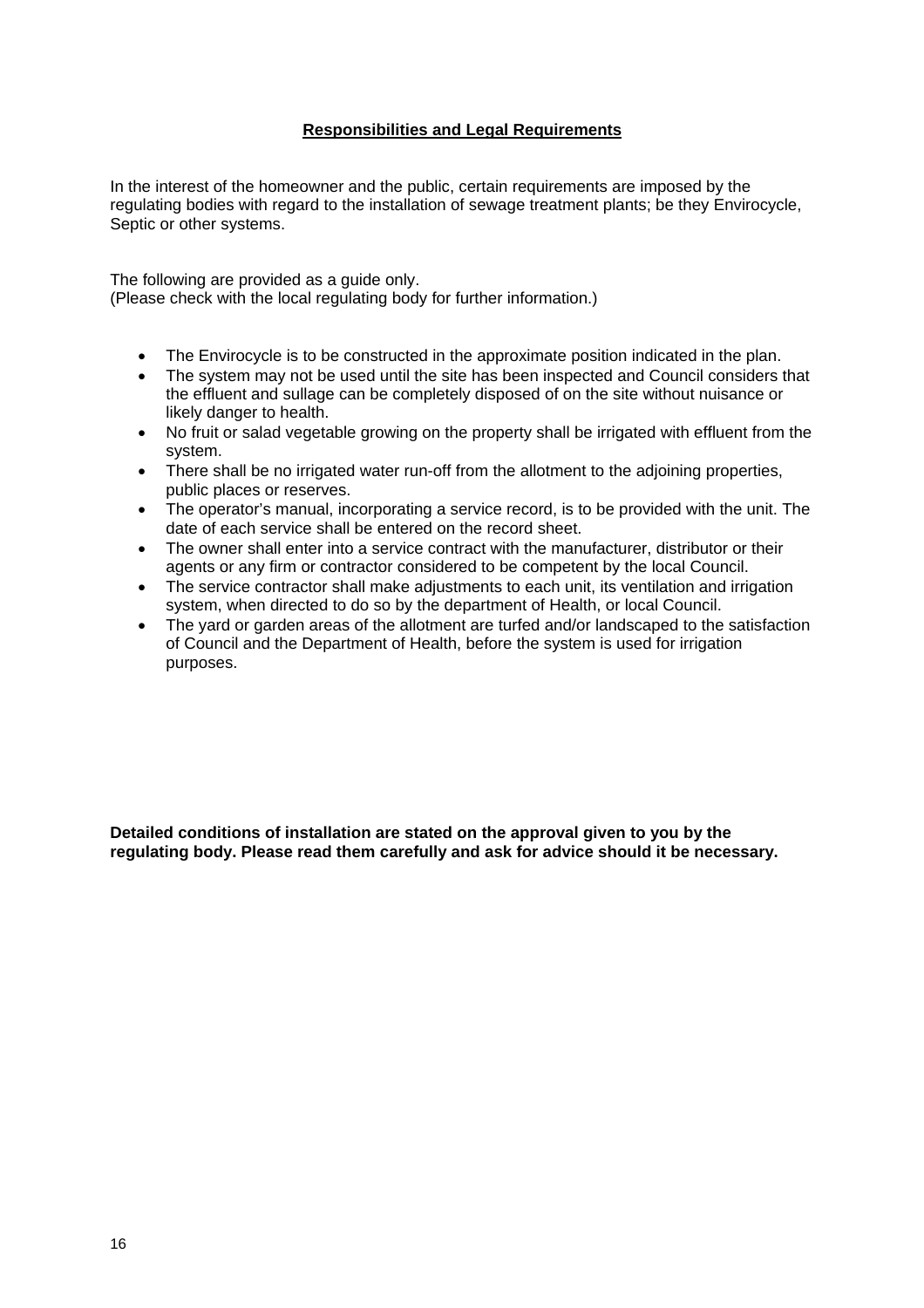## Responsibilities and Legal Requirements

In the interest of the homeowner and the public, certain requirements are imposed by the regulating bodies with regard to the installation of sewage treatment plants; be they Envirocycle, Septic or other systems.

The following are provided as a guide only.
(Please check with the local regulating body for further information.)

- The Envirocycle is to be constructed in the approximate position indicated in the plan.
- The system may not be used until the site has been inspected and Council considers that the effluent and sullage can be completely disposed of on the site without nuisance or likely danger to health.
- No fruit or salad vegetable growing on the property shall be irrigated with effluent from the system.
- There shall be no irrigated water run-off from the allotment to the adjoining properties, public places or reserves.
- The operator's manual, incorporating a service record, is to be provided with the unit. The date of each service shall be entered on the record sheet.
- The owner shall enter into a service contract with the manufacturer, distributor or their agents or any firm or contractor considered to be competent by the local Council.
- The service contractor shall make adjustments to each unit, its ventilation and irrigation system, when directed to do so by the department of Health, or local Council.
- The yard or garden areas of the allotment are turfed and/or landscaped to the satisfaction of Council and the Department of Health, before the system is used for irrigation purposes.

**Detailed conditions of installation are stated on the approval given to you by the regulating body. Please read them carefully and ask for advice should it be necessary.**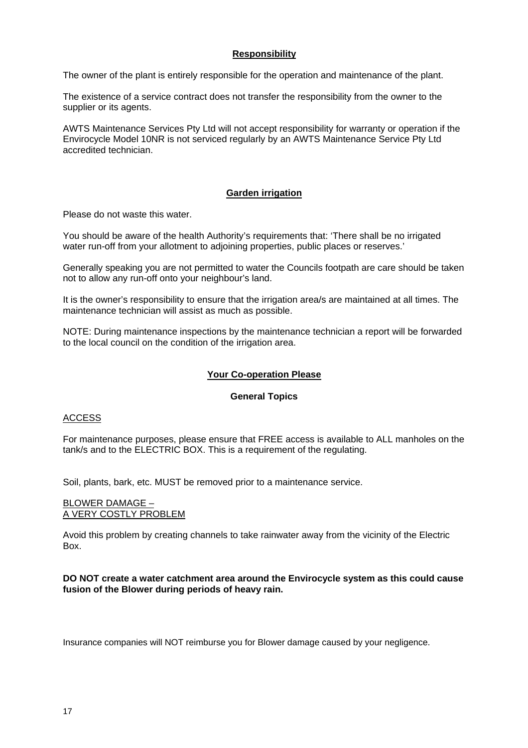## Responsibility

The owner of the plant is entirely responsible for the operation and maintenance of the plant.

The existence of a service contract does not transfer the responsibility from the owner to the supplier or its agents.

AWTS Maintenance Services Pty Ltd will not accept responsibility for warranty or operation if the Envirocycle Model 10NR is not serviced regularly by an AWTS Maintenance Service Pty Ltd accredited technician.

## Garden irrigation

Please do not waste this water.

You should be aware of the health Authority's requirements that: 'There shall be no irrigated water run-off from your allotment to adjoining properties, public places or reserves.'

Generally speaking you are not permitted to water the Councils footpath are care should be taken not to allow any run-off onto your neighbour's land.

It is the owner's responsibility to ensure that the irrigation area/s are maintained at all times. The maintenance technician will assist as much as possible.

NOTE: During maintenance inspections by the maintenance technician a report will be forwarded to the local council on the condition of the irrigation area.

## Your Co-operation Please

### General Topics

ACCESS

For maintenance purposes, please ensure that FREE access is available to ALL manholes on the tank/s and to the ELECTRIC BOX. This is a requirement of the regulating.

Soil, plants, bark, etc. MUST be removed prior to a maintenance service.

BLOWER DAMAGE –
A VERY COSTLY PROBLEM

Avoid this problem by creating channels to take rainwater away from the vicinity of the Electric Box.

**DO NOT create a water catchment area around the Envirocycle system as this could cause fusion of the Blower during periods of heavy rain.**

Insurance companies will NOT reimburse you for Blower damage caused by your negligence.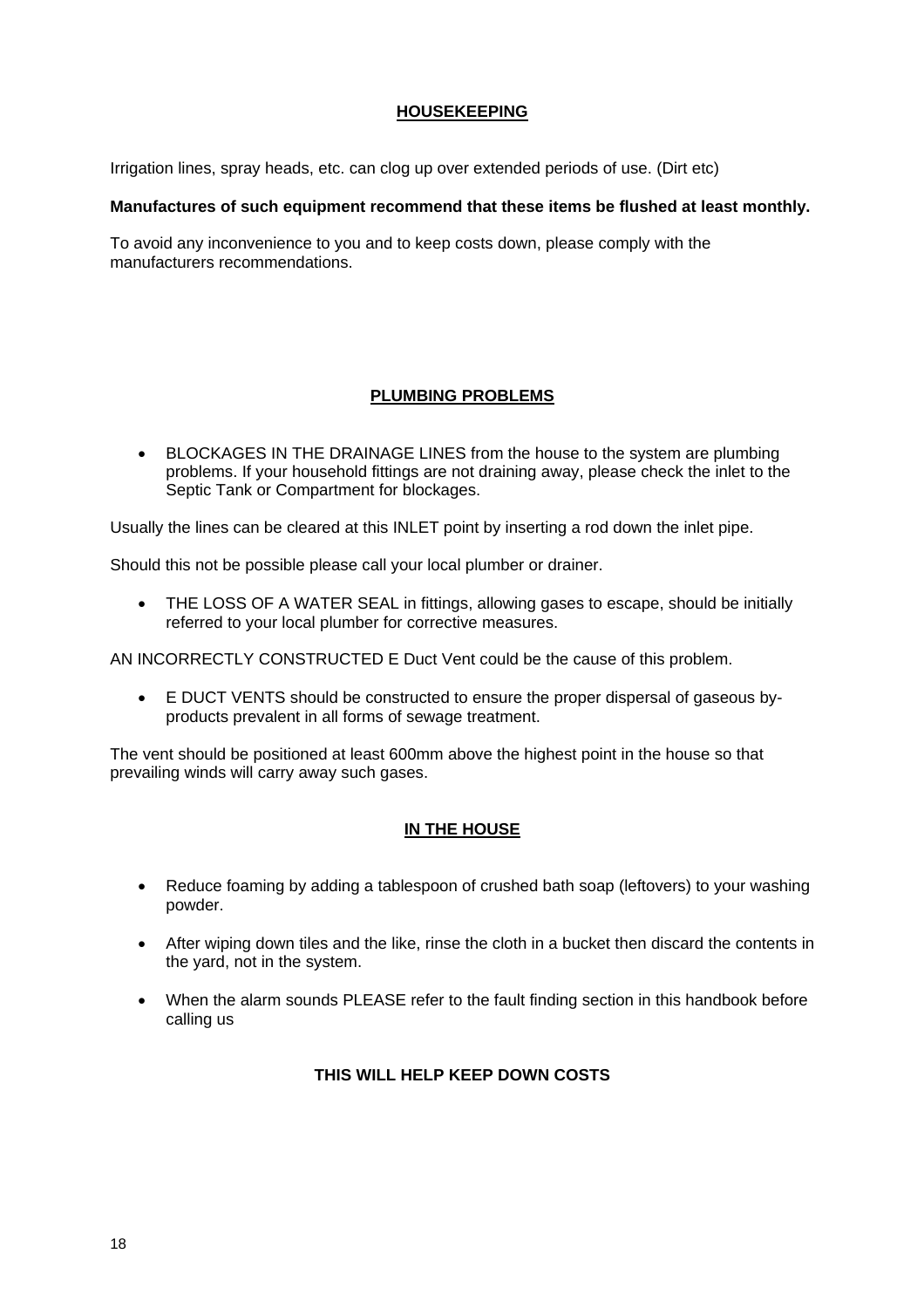## HOUSEKEEPING

Irrigation lines, spray heads, etc. can clog up over extended periods of use. (Dirt etc)

**Manufactures of such equipment recommend that these items be flushed at least monthly.**

To avoid any inconvenience to you and to keep costs down, please comply with the manufacturers recommendations.

## PLUMBING PROBLEMS

- BLOCKAGES IN THE DRAINAGE LINES from the house to the system are plumbing problems. If your household fittings are not draining away, please check the inlet to the Septic Tank or Compartment for blockages.

Usually the lines can be cleared at this INLET point by inserting a rod down the inlet pipe.

Should this not be possible please call your local plumber or drainer.

- THE LOSS OF A WATER SEAL in fittings, allowing gases to escape, should be initially referred to your local plumber for corrective measures.

AN INCORRECTLY CONSTRUCTED E Duct Vent could be the cause of this problem.

- E DUCT VENTS should be constructed to ensure the proper dispersal of gaseous by-products prevalent in all forms of sewage treatment.

The vent should be positioned at least 600mm above the highest point in the house so that prevailing winds will carry away such gases.

## IN THE HOUSE

- Reduce foaming by adding a tablespoon of crushed bath soap (leftovers) to your washing powder.
- After wiping down tiles and the like, rinse the cloth in a bucket then discard the contents in the yard, not in the system.
- When the alarm sounds PLEASE refer to the fault finding section in this handbook before calling us

**THIS WILL HELP KEEP DOWN COSTS**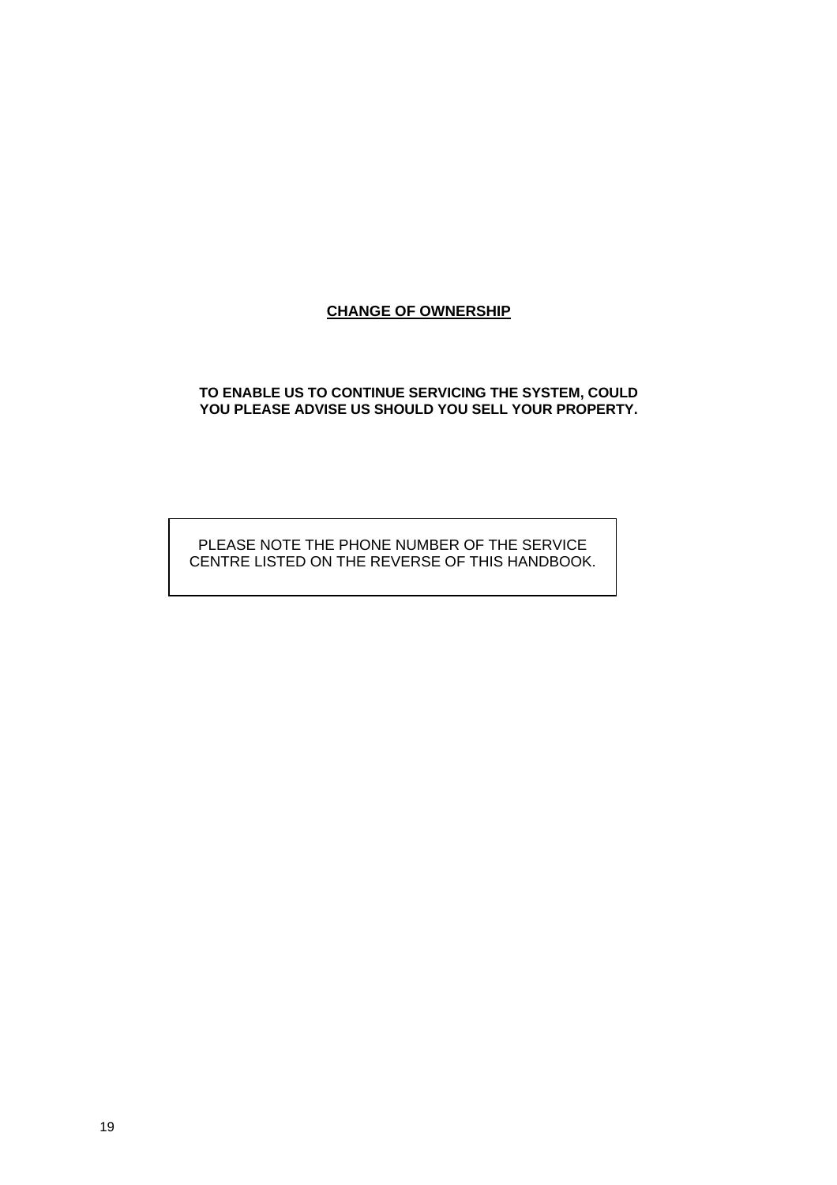## CHANGE OF OWNERSHIP

**TO ENABLE US TO CONTINUE SERVICING THE SYSTEM, COULD YOU PLEASE ADVISE US SHOULD YOU SELL YOUR PROPERTY.**

PLEASE NOTE THE PHONE NUMBER OF THE SERVICE CENTRE LISTED ON THE REVERSE OF THIS HANDBOOK.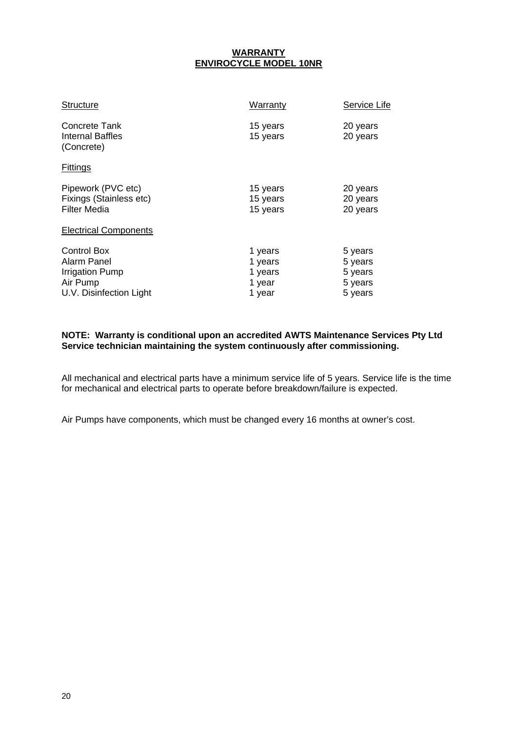# WARRANTY
# ENVIROCYCLE MODEL 10NR

| Structure | Warranty | Service Life |
|---|---|---|
| Concrete Tank | 15 years | 20 years |
| Internal Baffles (Concrete) | 15 years | 20 years |
| **Fittings** | | |
| Pipework (PVC etc) | 15 years | 20 years |
| Fixings (Stainless etc) | 15 years | 20 years |
| Filter Media | 15 years | 20 years |
| **Electrical Components** | | |
| Control Box | 1 years | 5 years |
| Alarm Panel | 1 years | 5 years |
| Irrigation Pump | 1 years | 5 years |
| Air Pump | 1 year | 5 years |
| U.V. Disinfection Light | 1 year | 5 years |

**NOTE: Warranty is conditional upon an accredited AWTS Maintenance Services Pty Ltd Service technician maintaining the system continuously after commissioning.**

All mechanical and electrical parts have a minimum service life of 5 years. Service life is the time for mechanical and electrical parts to operate before breakdown/failure is expected.

Air Pumps have components, which must be changed every 16 months at owner's cost.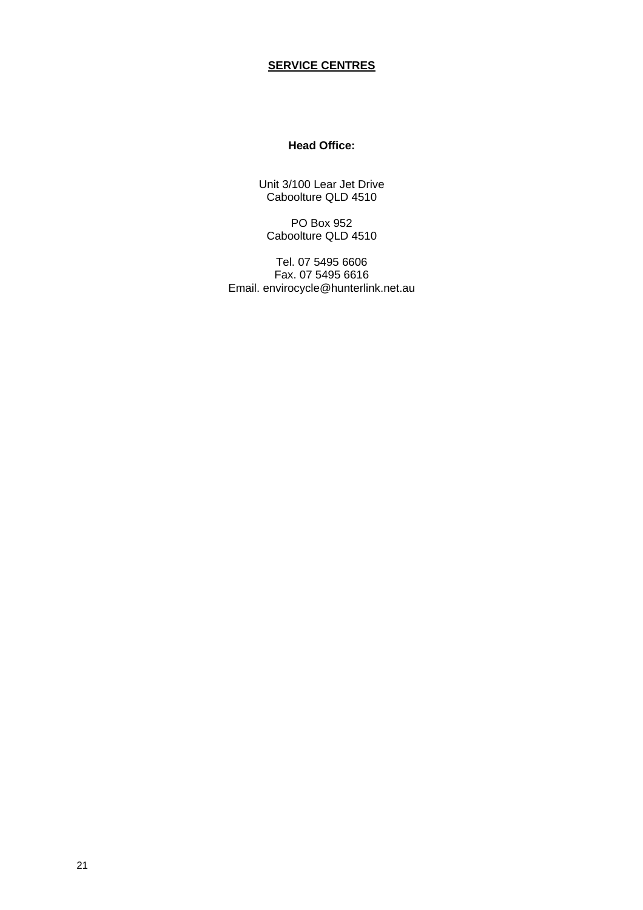## SERVICE CENTRES

**Head Office:**

Unit 3/100 Lear Jet Drive
Caboolture QLD 4510

PO Box 952
Caboolture QLD 4510

Tel. 07 5495 6606
Fax. 07 5495 6616
Email. envirocycle@hunterlink.net.au